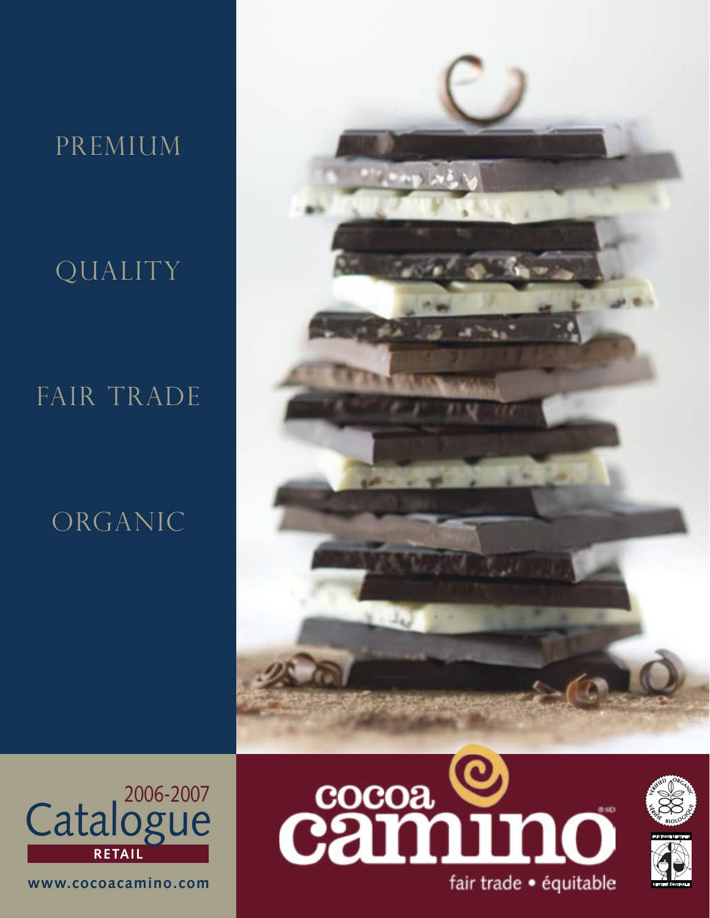PREMIUM

QUALITY

FAIR TRADE

ORGANIC

# 2006-2007 Catalogue

**RETAIL**

**www.cocoacamino.com**

cocoa camino

fair trade • équitable

VERIFIED ORGANIC VÉRIFIÉ BIOLOGIQUE

FAIR TRADE CERTIFIED CERTIFIÉ ÉQUITABLE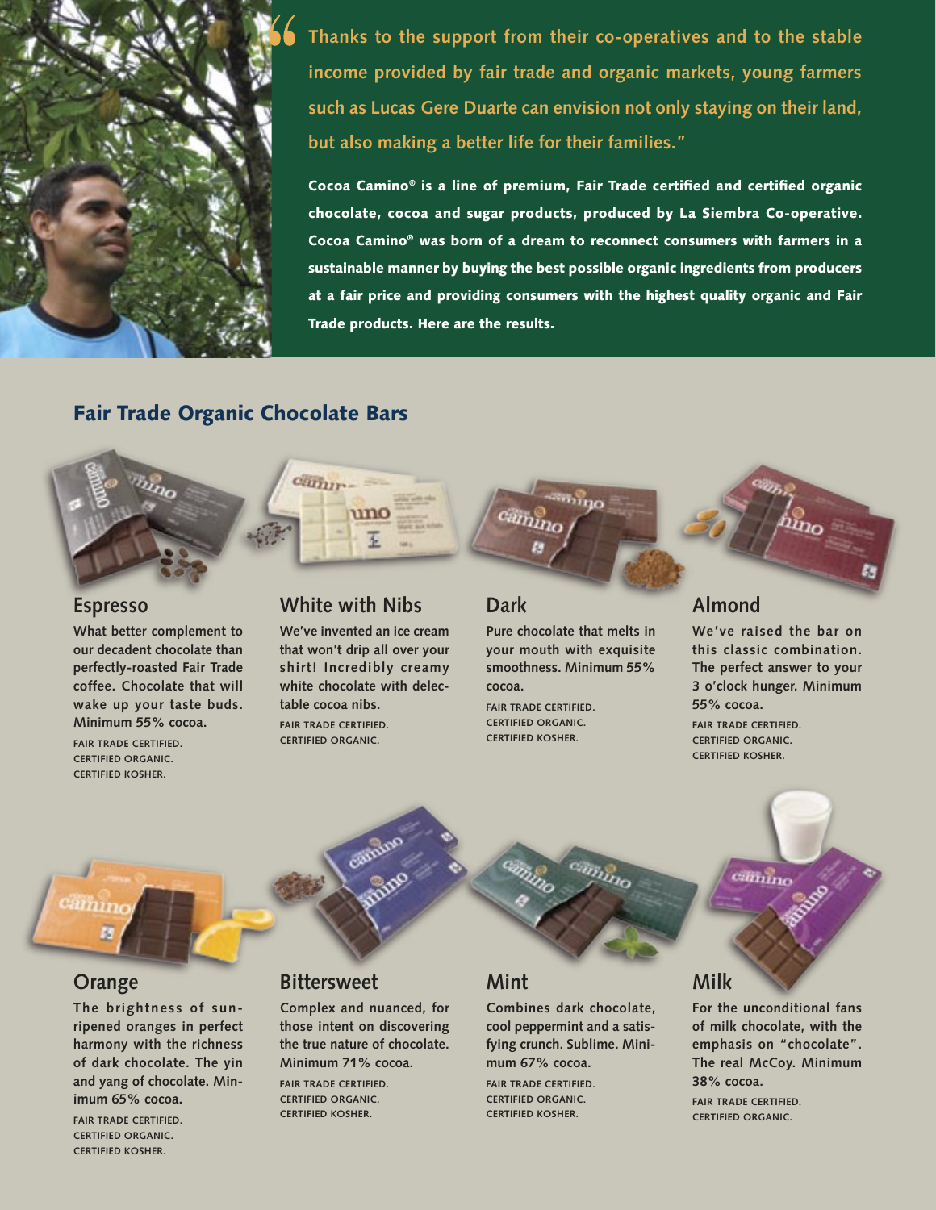"Thanks to the support from their co-operatives and to the stable income provided by fair trade and organic markets, young farmers such as Lucas Gere Duarte can envision not only staying on their land, but also making a better life for their families."

**Cocoa Camino® is a line of premium, Fair Trade certified and certified organic chocolate, cocoa and sugar products, produced by La Siembra Co-operative. Cocoa Camino® was born of a dream to reconnect consumers with farmers in a sustainable manner by buying the best possible organic ingredients from producers at a fair price and providing consumers with the highest quality organic and Fair Trade products. Here are the results.**

## Fair Trade Organic Chocolate Bars

### Espresso

What better complement to our decadent chocolate than perfectly-roasted Fair Trade coffee. Chocolate that will wake up your taste buds. Minimum 55% cocoa.

FAIR TRADE CERTIFIED.
CERTIFIED ORGANIC.
CERTIFIED KOSHER.

### White with Nibs

We've invented an ice cream that won't drip all over your shirt! Incredibly creamy white chocolate with delectable cocoa nibs.

FAIR TRADE CERTIFIED.
CERTIFIED ORGANIC.

### Dark

Pure chocolate that melts in your mouth with exquisite smoothness. Minimum 55% cocoa.

FAIR TRADE CERTIFIED.
CERTIFIED ORGANIC.
CERTIFIED KOSHER.

### Almond

We've raised the bar on this classic combination. The perfect answer to your 3 o'clock hunger. Minimum 55% cocoa.

FAIR TRADE CERTIFIED.
CERTIFIED ORGANIC.
CERTIFIED KOSHER.

### Orange

The brightness of sun-ripened oranges in perfect harmony with the richness of dark chocolate. The yin and yang of chocolate. Minimum 65% cocoa.

FAIR TRADE CERTIFIED.
CERTIFIED ORGANIC.
CERTIFIED KOSHER.

### Bittersweet

Complex and nuanced, for those intent on discovering the true nature of chocolate. Minimum 71% cocoa.

FAIR TRADE CERTIFIED.
CERTIFIED ORGANIC.
CERTIFIED KOSHER.

### Mint

Combines dark chocolate, cool peppermint and a satisfying crunch. Sublime. Minimum 67% cocoa.

FAIR TRADE CERTIFIED.
CERTIFIED ORGANIC.
CERTIFIED KOSHER.

### Milk

For the unconditional fans of milk chocolate, with the emphasis on "chocolate". The real McCoy. Minimum 38% cocoa.

FAIR TRADE CERTIFIED.
CERTIFIED ORGANIC.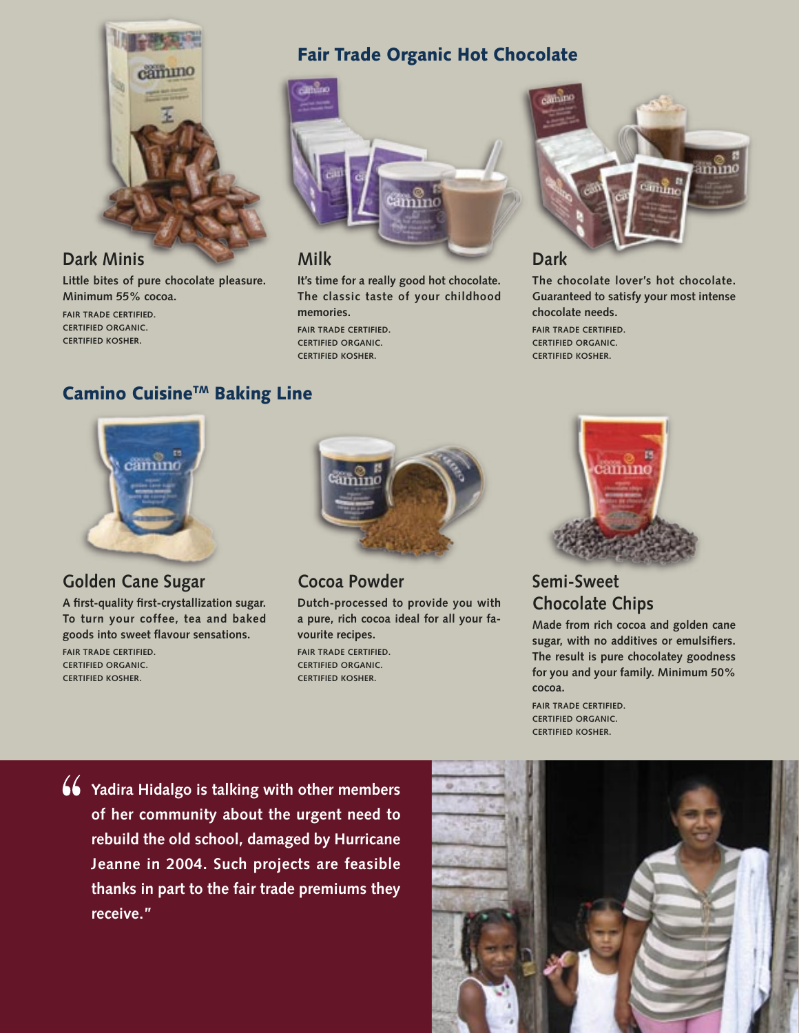## Dark Minis

**Little bites of pure chocolate pleasure. Minimum 55% cocoa.**

FAIR TRADE CERTIFIED.
CERTIFIED ORGANIC.
CERTIFIED KOSHER.

## Fair Trade Organic Hot Chocolate

### Milk

**It's time for a really good hot chocolate. The classic taste of your childhood memories.**

FAIR TRADE CERTIFIED.
CERTIFIED ORGANIC.
CERTIFIED KOSHER.

### Dark

**The chocolate lover's hot chocolate. Guaranteed to satisfy your most intense chocolate needs.**

FAIR TRADE CERTIFIED.
CERTIFIED ORGANIC.
CERTIFIED KOSHER.

## Camino Cuisine™ Baking Line

### Golden Cane Sugar

**A first-quality first-crystallization sugar. To turn your coffee, tea and baked goods into sweet flavour sensations.**

FAIR TRADE CERTIFIED.
CERTIFIED ORGANIC.
CERTIFIED KOSHER.

### Cocoa Powder

**Dutch-processed to provide you with a pure, rich cocoa ideal for all your favourite recipes.**

FAIR TRADE CERTIFIED.
CERTIFIED ORGANIC.
CERTIFIED KOSHER.

### Semi-Sweet Chocolate Chips

**Made from rich cocoa and golden cane sugar, with no additives or emulsifiers. The result is pure chocolatey goodness for you and your family. Minimum 50% cocoa.**

FAIR TRADE CERTIFIED.
CERTIFIED ORGANIC.
CERTIFIED KOSHER.

> **"Yadira Hidalgo is talking with other members of her community about the urgent need to rebuild the old school, damaged by Hurricane Jeanne in 2004. Such projects are feasible thanks in part to the fair trade premiums they receive."**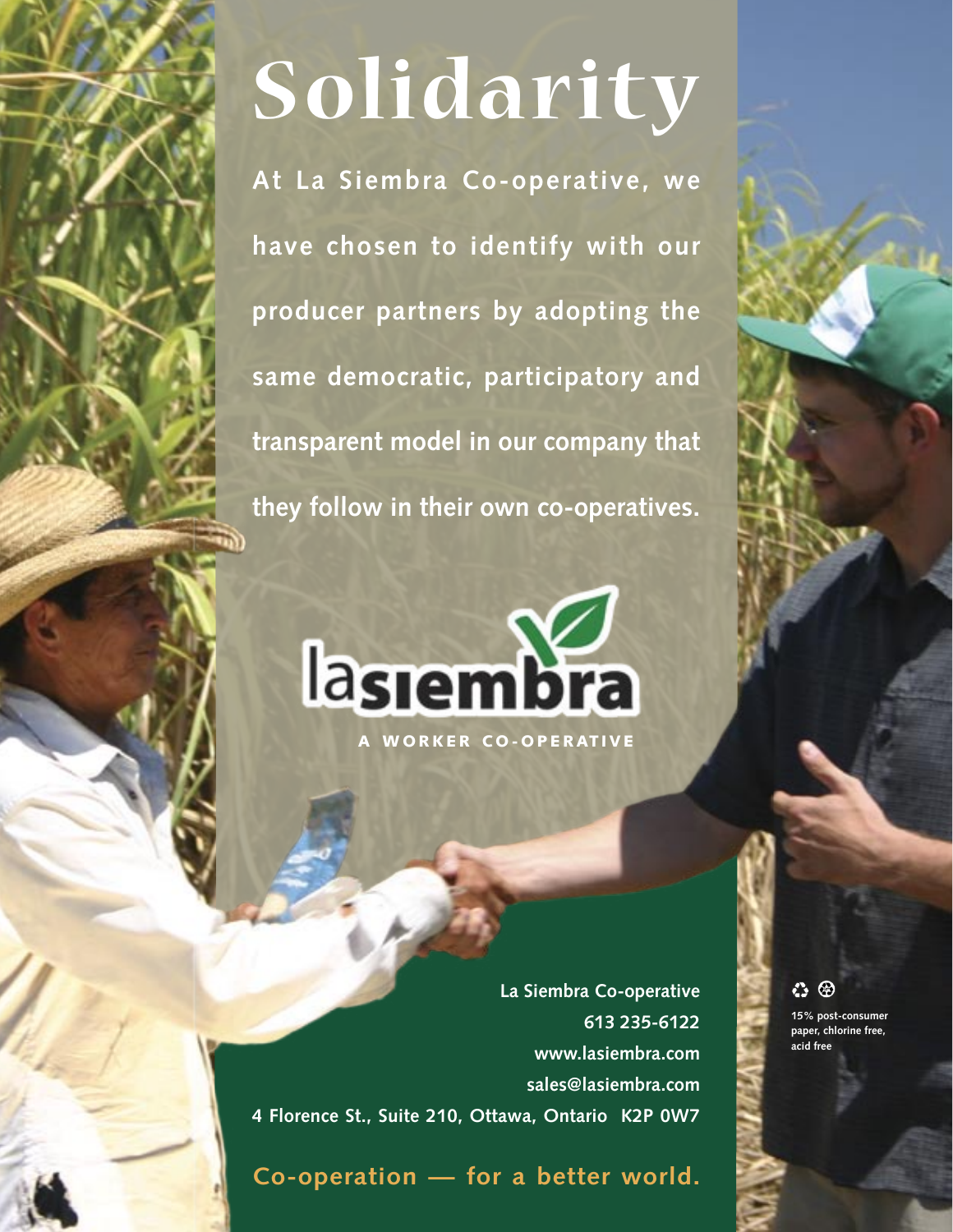# Solidarity

**At La Siembra Co-operative, we have chosen to identify with our producer partners by adopting the same democratic, participatory and transparent model in our company that they follow in their own co-operatives.**

lasiembra

A WORKER CO-OPERATIVE

**La Siembra Co-operative**
**613 235-6122**
**www.lasiembra.com**
**sales@lasiembra.com**
**4 Florence St., Suite 210, Ottawa, Ontario K2P 0W7**

**Co-operation — for a better world.**

15% post-consumer paper, chlorine free, acid free